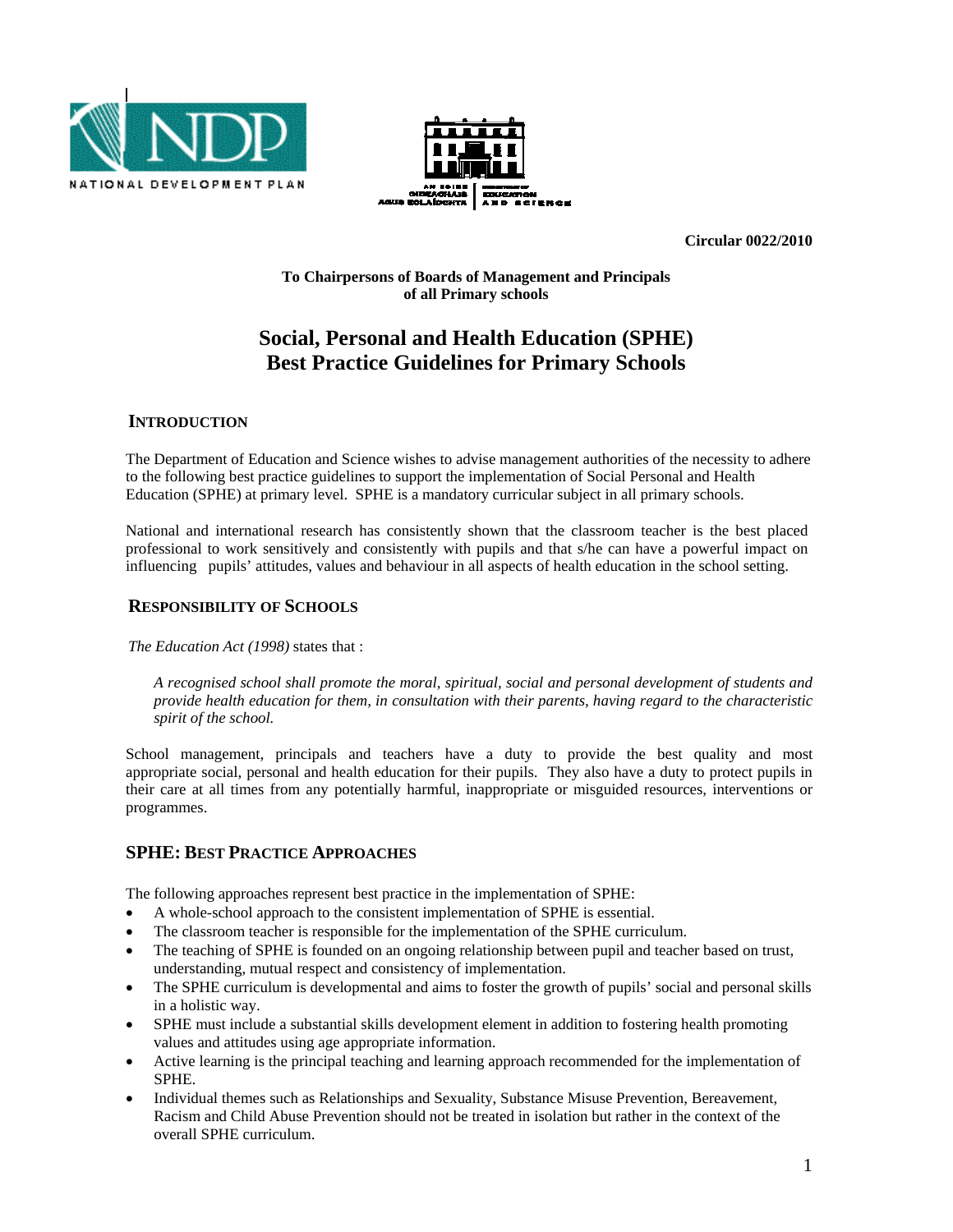Circular 0022/2010

**To Chairpersons of Boards of Management and Principals of all Primary schools**

# Social, Personal and Health Education (SPHE) Best Practice Guidelines for Primary Schools

## INTRODUCTION

The Department of Education and Science wishes to advise management authorities of the necessity to adhere to the following best practice guidelines to support the implementation of Social Personal and Health Education (SPHE) at primary level. SPHE is a mandatory curricular subject in all primary schools.

National and international research has consistently shown that the classroom teacher is the best placed professional to work sensitively and consistently with pupils and that s/he can have a powerful impact on influencing pupils' attitudes, values and behaviour in all aspects of health education in the school setting.

## RESPONSIBILITY OF SCHOOLS

*The Education Act (1998)* states that :

> *A recognised school shall promote the moral, spiritual, social and personal development of students and provide health education for them, in consultation with their parents, having regard to the characteristic spirit of the school.*

School management, principals and teachers have a duty to provide the best quality and most appropriate social, personal and health education for their pupils. They also have a duty to protect pupils in their care at all times from any potentially harmful, inappropriate or misguided resources, interventions or programmes.

## SPHE: BEST PRACTICE APPROACHES

The following approaches represent best practice in the implementation of SPHE:

- A whole-school approach to the consistent implementation of SPHE is essential.
- The classroom teacher is responsible for the implementation of the SPHE curriculum.
- The teaching of SPHE is founded on an ongoing relationship between pupil and teacher based on trust, understanding, mutual respect and consistency of implementation.
- The SPHE curriculum is developmental and aims to foster the growth of pupils' social and personal skills in a holistic way.
- SPHE must include a substantial skills development element in addition to fostering health promoting values and attitudes using age appropriate information.
- Active learning is the principal teaching and learning approach recommended for the implementation of SPHE.
- Individual themes such as Relationships and Sexuality, Substance Misuse Prevention, Bereavement, Racism and Child Abuse Prevention should not be treated in isolation but rather in the context of the overall SPHE curriculum.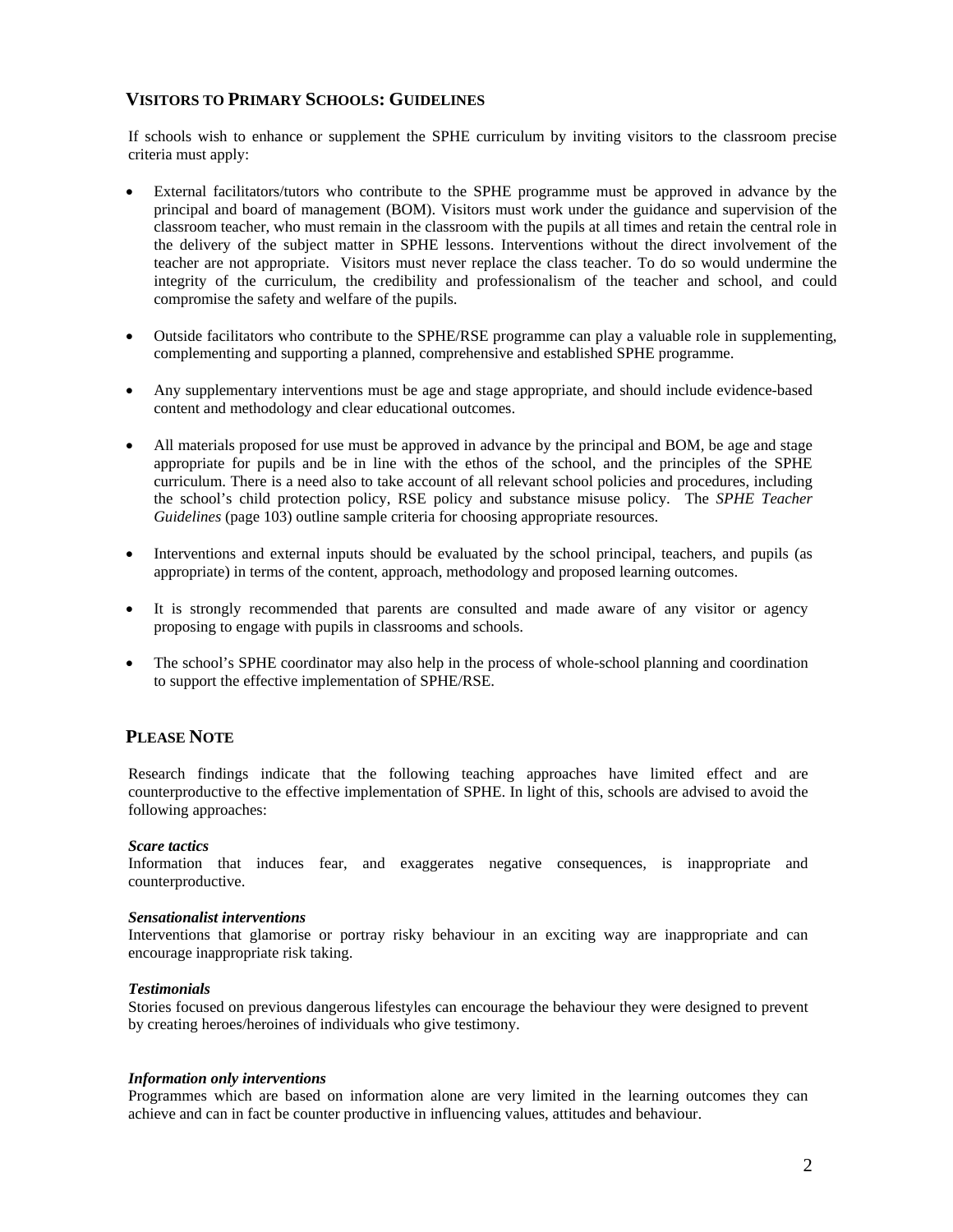## Visitors to Primary Schools: Guidelines

If schools wish to enhance or supplement the SPHE curriculum by inviting visitors to the classroom precise criteria must apply:

- External facilitators/tutors who contribute to the SPHE programme must be approved in advance by the principal and board of management (BOM). Visitors must work under the guidance and supervision of the classroom teacher, who must remain in the classroom with the pupils at all times and retain the central role in the delivery of the subject matter in SPHE lessons. Interventions without the direct involvement of the teacher are not appropriate. Visitors must never replace the class teacher. To do so would undermine the integrity of the curriculum, the credibility and professionalism of the teacher and school, and could compromise the safety and welfare of the pupils.

- Outside facilitators who contribute to the SPHE/RSE programme can play a valuable role in supplementing, complementing and supporting a planned, comprehensive and established SPHE programme.

- Any supplementary interventions must be age and stage appropriate, and should include evidence-based content and methodology and clear educational outcomes.

- All materials proposed for use must be approved in advance by the principal and BOM, be age and stage appropriate for pupils and be in line with the ethos of the school, and the principles of the SPHE curriculum. There is a need also to take account of all relevant school policies and procedures, including the school's child protection policy, RSE policy and substance misuse policy. The *SPHE Teacher Guidelines* (page 103) outline sample criteria for choosing appropriate resources.

- Interventions and external inputs should be evaluated by the school principal, teachers, and pupils (as appropriate) in terms of the content, approach, methodology and proposed learning outcomes.

- It is strongly recommended that parents are consulted and made aware of any visitor or agency proposing to engage with pupils in classrooms and schools.

- The school's SPHE coordinator may also help in the process of whole-school planning and coordination to support the effective implementation of SPHE/RSE.

## Please Note

Research findings indicate that the following teaching approaches have limited effect and are counterproductive to the effective implementation of SPHE. In light of this, schools are advised to avoid the following approaches:

***Scare tactics***
Information that induces fear, and exaggerates negative consequences, is inappropriate and counterproductive.

***Sensationalist interventions***
Interventions that glamorise or portray risky behaviour in an exciting way are inappropriate and can encourage inappropriate risk taking.

***Testimonials***
Stories focused on previous dangerous lifestyles can encourage the behaviour they were designed to prevent by creating heroes/heroines of individuals who give testimony.

***Information only interventions***
Programmes which are based on information alone are very limited in the learning outcomes they can achieve and can in fact be counter productive in influencing values, attitudes and behaviour.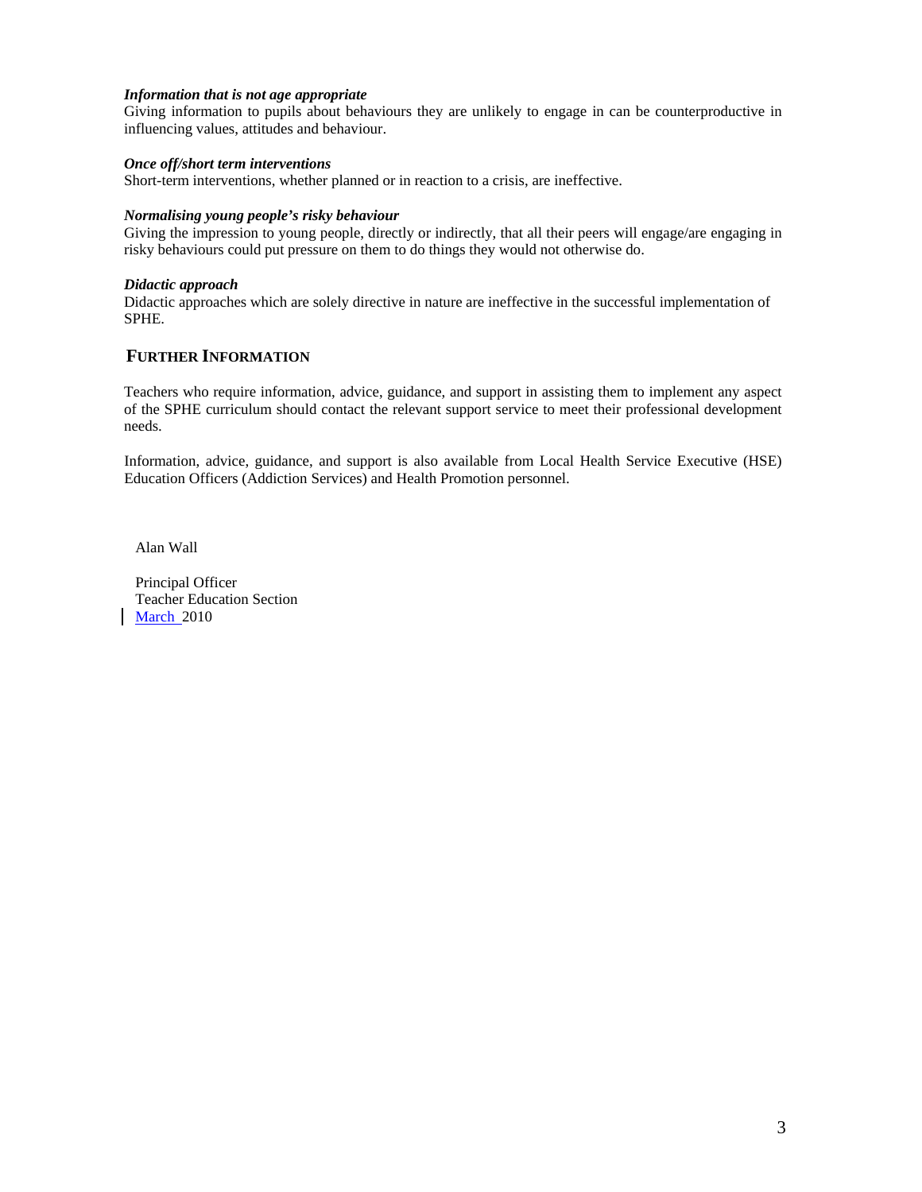***Information that is not age appropriate***
Giving information to pupils about behaviours they are unlikely to engage in can be counterproductive in influencing values, attitudes and behaviour.

***Once off/short term interventions***
Short-term interventions, whether planned or in reaction to a crisis, are ineffective.

***Normalising young people's risky behaviour***
Giving the impression to young people, directly or indirectly, that all their peers will engage/are engaging in risky behaviours could put pressure on them to do things they would not otherwise do.

***Didactic approach***
Didactic approaches which are solely directive in nature are ineffective in the successful implementation of SPHE.

## FURTHER INFORMATION

Teachers who require information, advice, guidance, and support in assisting them to implement any aspect of the SPHE curriculum should contact the relevant support service to meet their professional development needs.

Information, advice, guidance, and support is also available from Local Health Service Executive (HSE) Education Officers (Addiction Services) and Health Promotion personnel.

Alan Wall

Principal Officer
Teacher Education Section
March 2010